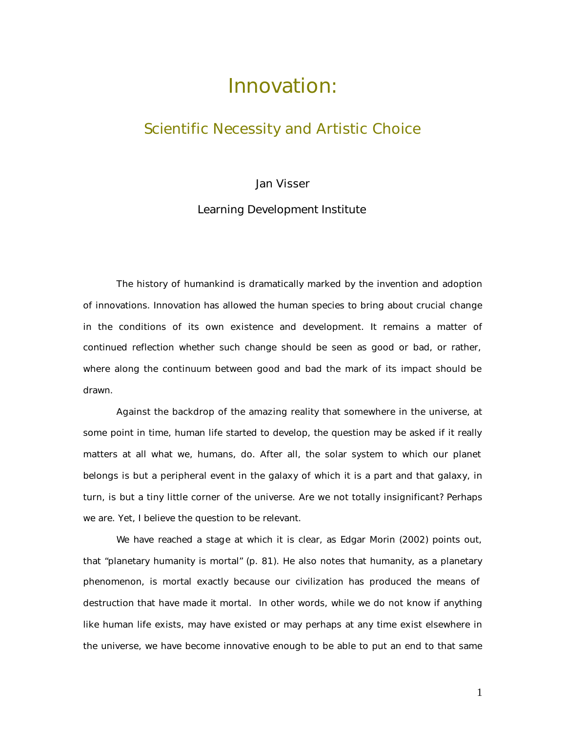# Innovation:

## Scientific Necessity and Artistic Choice

Jan Visser

Learning Development Institute

The history of humankind is dramatically marked by the invention and adoption of innovations. Innovation has allowed the human species to bring about crucial change in the conditions of its own existence and development. It remains a matter of continued reflection whether such change should be seen as good or bad, or rather, where along the continuum between good and bad the mark of its impact should be drawn.

Against the backdrop of the amazing reality that somewhere in the universe, at some point in time, human life started to develop, the question may be asked if it really matters at all what we, humans, do. After all, the solar system to which our planet belongs is but a peripheral event in the galaxy of which it is a part and that galaxy, in turn, is but a tiny little corner of the universe. Are we not totally insignificant? Perhaps we are. Yet, I believe the question to be relevant.

We have reached a stage at which it is clear, as Edgar Morin (2002) points out, that "planetary humanity is mortal" (p. 81). He also notes that humanity, as a planetary phenomenon, is mortal exactly because our civilization has produced the means of destruction that have made it mortal. In other words, while we do not know if anything like human life exists, may have existed or may perhaps at any time exist elsewhere in the universe, we have become innovative enough to be able to put an end to that same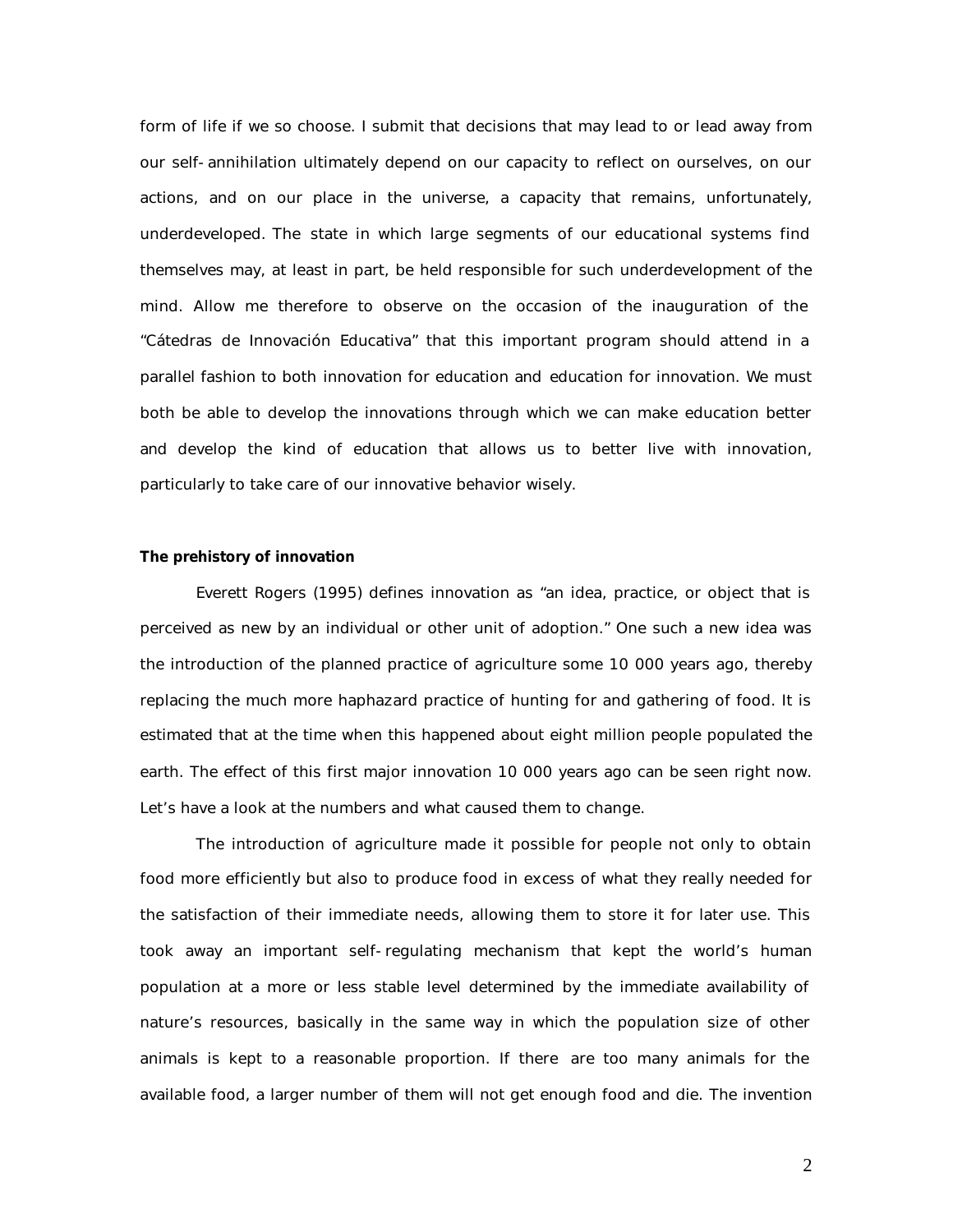form of life if we so choose. I submit that decisions that may lead to or lead away from our self-annihilation ultimately depend on our capacity to reflect on ourselves, on our actions, and on our place in the universe, a capacity that remains, unfortunately, underdeveloped. The state in which large segments of our educational systems find themselves may, at least in part, be held responsible for such underdevelopment of the mind. Allow me therefore to observe on the occasion of the inauguration of the "Cátedras de Innovación Educativa" that this important program should attend in a parallel fashion to both innovation for education and education for innovation. We must both be able to develop the innovations through which we can make education better and develop the kind of education that allows us to better live with innovation, particularly to take care of our innovative behavior wisely.

**The prehistory of innovation**

Everett Rogers (1995) defines innovation as "an idea, practice, or object that is perceived as new by an individual or other unit of adoption." One such a new idea was the introduction of the planned practice of agriculture some 10 000 years ago, thereby replacing the much more haphazard practice of hunting for and gathering of food. It is estimated that at the time when this happened about eight million people populated the earth. The effect of this first major innovation 10 000 years ago can be seen right now. Let's have a look at the numbers and what caused them to change.

The introduction of agriculture made it possible for people not only to obtain food more efficiently but also to produce food in excess of what they really needed for the satisfaction of their immediate needs, allowing them to store it for later use. This took away an important self-regulating mechanism that kept the world's human population at a more or less stable level determined by the immediate availability of nature's resources, basically in the same way in which the population size of other animals is kept to a reasonable proportion. If there are too many animals for the available food, a larger number of them will not get enough food and die. The invention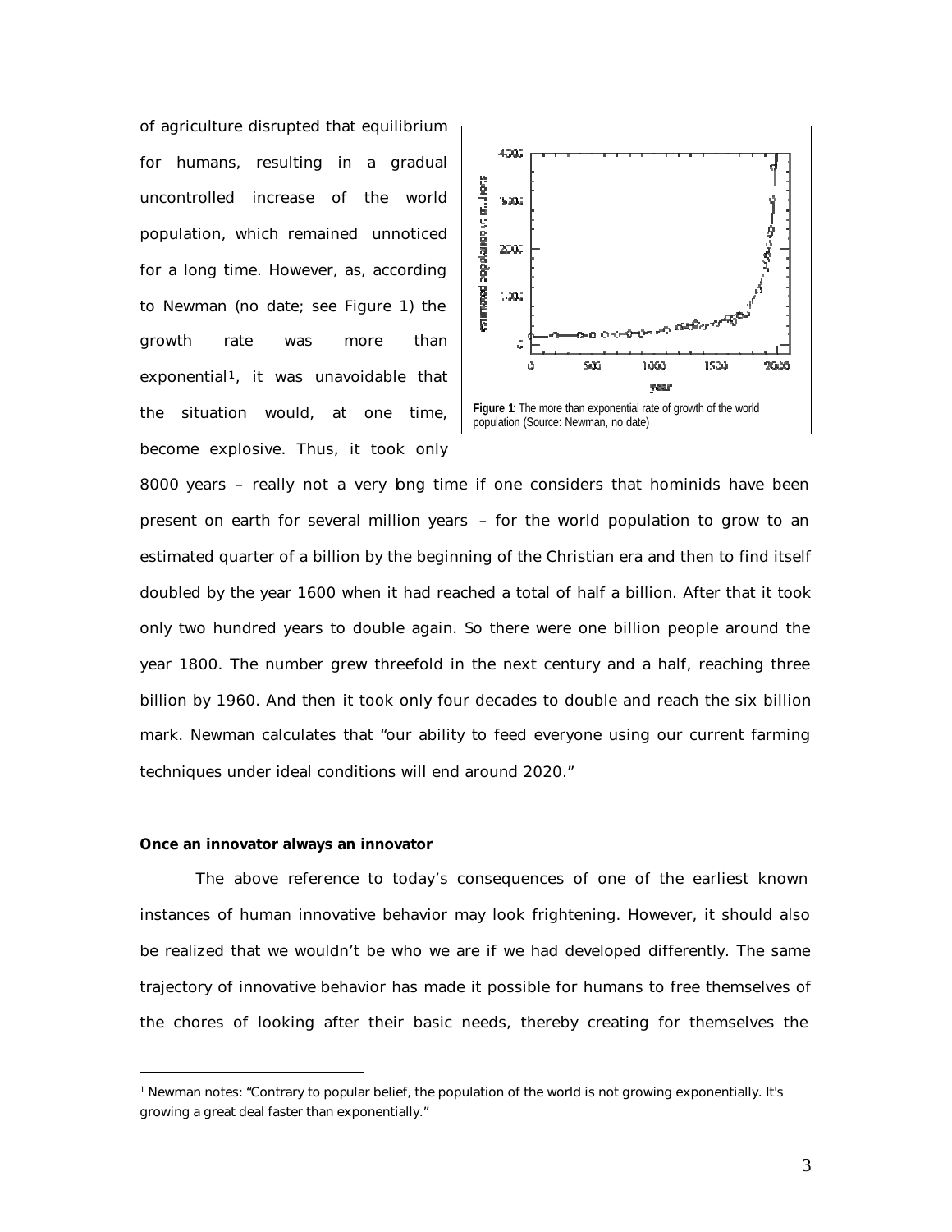of agriculture disrupted that equilibrium for humans, resulting in a gradual uncontrolled increase of the world population, which remained unnoticed for a long time. However, as, according to Newman (no date; see Figure 1) the growth rate was more than exponential[1], it was unavoidable that the situation would, at one time, become explosive. Thus, it took only 8000 years – really not a very long time if one considers that hominids have been present on earth for several million years – for the world population to grow to an estimated quarter of a billion by the beginning of the Christian era and then to find itself doubled by the year 1600 when it had reached a total of half a billion. After that it took only two hundred years to double again. So there were one billion people around the year 1800. The number grew threefold in the next century and a half, reaching three billion by 1960. And then it took only four decades to double and reach the six billion mark. Newman calculates that "our ability to feed everyone using our current farming techniques under ideal conditions will end around 2020."

**Figure 1**: The more than exponential rate of growth of the world population (Source: Newman, no date)

**Once an innovator always an innovator**

The above reference to today's consequences of one of the earliest known instances of human innovative behavior may look frightening. However, it should also be realized that we wouldn't be who we are if we had developed differently. The same trajectory of innovative behavior has made it possible for humans to free themselves of the chores of looking after their basic needs, thereby creating for themselves the

[1] Newman notes: "Contrary to popular belief, the population of the world is not growing exponentially. It's growing a great deal faster than exponentially."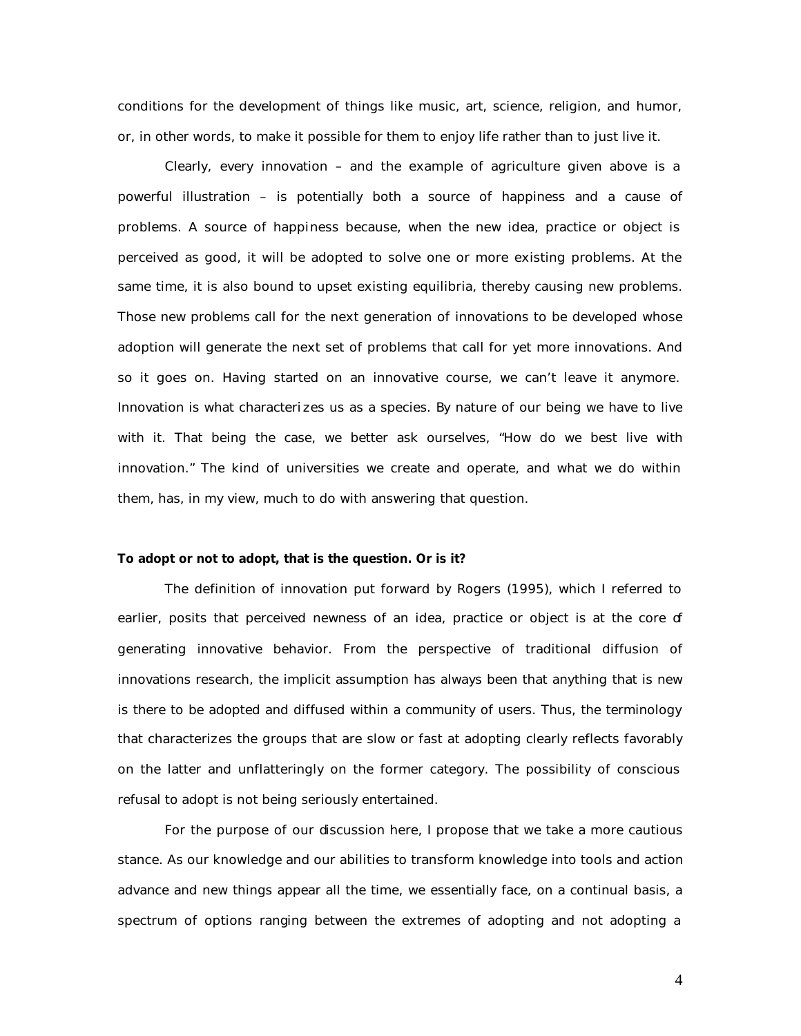conditions for the development of things like music, art, science, religion, and humor, or, in other words, to make it possible for them to enjoy life rather than to just live it.

Clearly, every innovation – and the example of agriculture given above is a powerful illustration – is potentially both a source of happiness and a cause of problems. A source of happiness because, when the new idea, practice or object is perceived as good, it will be adopted to solve one or more existing problems. At the same time, it is also bound to upset existing equilibria, thereby causing new problems. Those new problems call for the next generation of innovations to be developed whose adoption will generate the next set of problems that call for yet more innovations. And so it goes on. Having started on an innovative course, we can't leave it anymore. Innovation is what characterizes us as a species. By nature of our being we have to live with it. That being the case, we better ask ourselves, "How do we best live with innovation." The kind of universities we create and operate, and what we do within them, has, in my view, much to do with answering that question.

**To adopt or not to adopt, that is the question. Or is it?**

The definition of innovation put forward by Rogers (1995), which I referred to earlier, posits that perceived newness of an idea, practice or object is at the core of generating innovative behavior. From the perspective of traditional diffusion of innovations research, the implicit assumption has always been that anything that is new is there to be adopted and diffused within a community of users. Thus, the terminology that characterizes the groups that are slow or fast at adopting clearly reflects favorably on the latter and unflatteringly on the former category. The possibility of conscious refusal to adopt is not being seriously entertained.

For the purpose of our discussion here, I propose that we take a more cautious stance. As our knowledge and our abilities to transform knowledge into tools and action advance and new things appear all the time, we essentially face, on a continual basis, a spectrum of options ranging between the extremes of adopting and not adopting a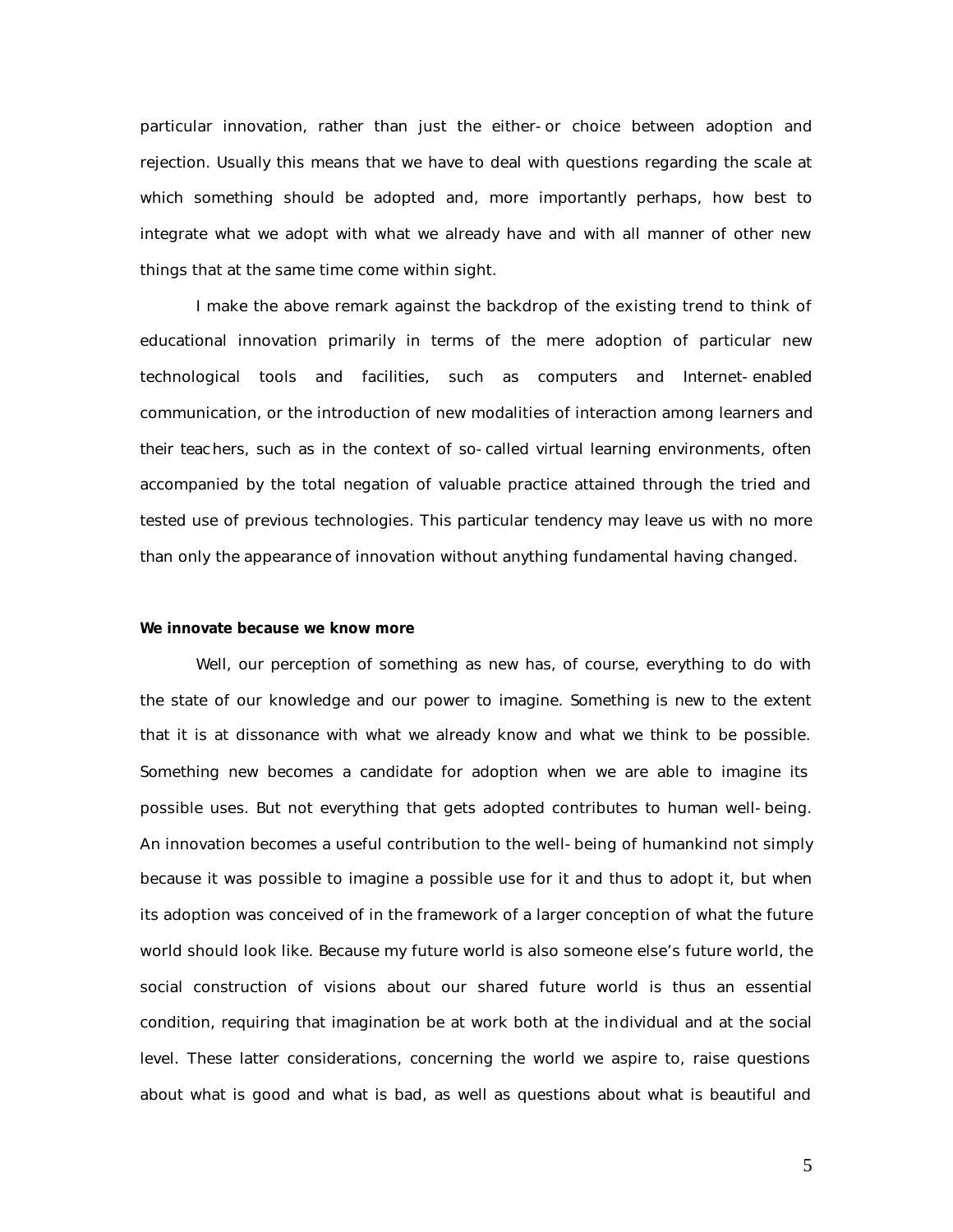particular innovation, rather than just the either-or choice between adoption and rejection. Usually this means that we have to deal with questions regarding the scale at which something should be adopted and, more importantly perhaps, how best to integrate what we adopt with what we already have and with all manner of other new things that at the same time come within sight.

I make the above remark against the backdrop of the existing trend to think of educational innovation primarily in terms of the mere adoption of particular new technological tools and facilities, such as computers and Internet-enabled communication, or the introduction of new modalities of interaction among learners and their teachers, such as in the context of so-called virtual learning environments, often accompanied by the total negation of valuable practice attained through the tried and tested use of previous technologies. This particular tendency may leave us with no more than only the appearance of innovation without anything fundamental having changed.

**We innovate because we know more**

Well, our perception of something as new has, of course, everything to do with the state of our knowledge and our power to imagine. Something is new to the extent that it is at dissonance with what we already know and what we think to be possible. Something new becomes a candidate for adoption when we are able to imagine its possible uses. But not everything that gets adopted contributes to human well-being. An innovation becomes a useful contribution to the well-being of humankind not simply because it was possible to imagine a possible use for it and thus to adopt it, but when its adoption was conceived of in the framework of a larger conception of what the future world should look like. Because my future world is also someone else's future world, the social construction of visions about our shared future world is thus an essential condition, requiring that imagination be at work both at the individual and at the social level. These latter considerations, concerning the world we aspire to, raise questions about what is good and what is bad, as well as questions about what is beautiful and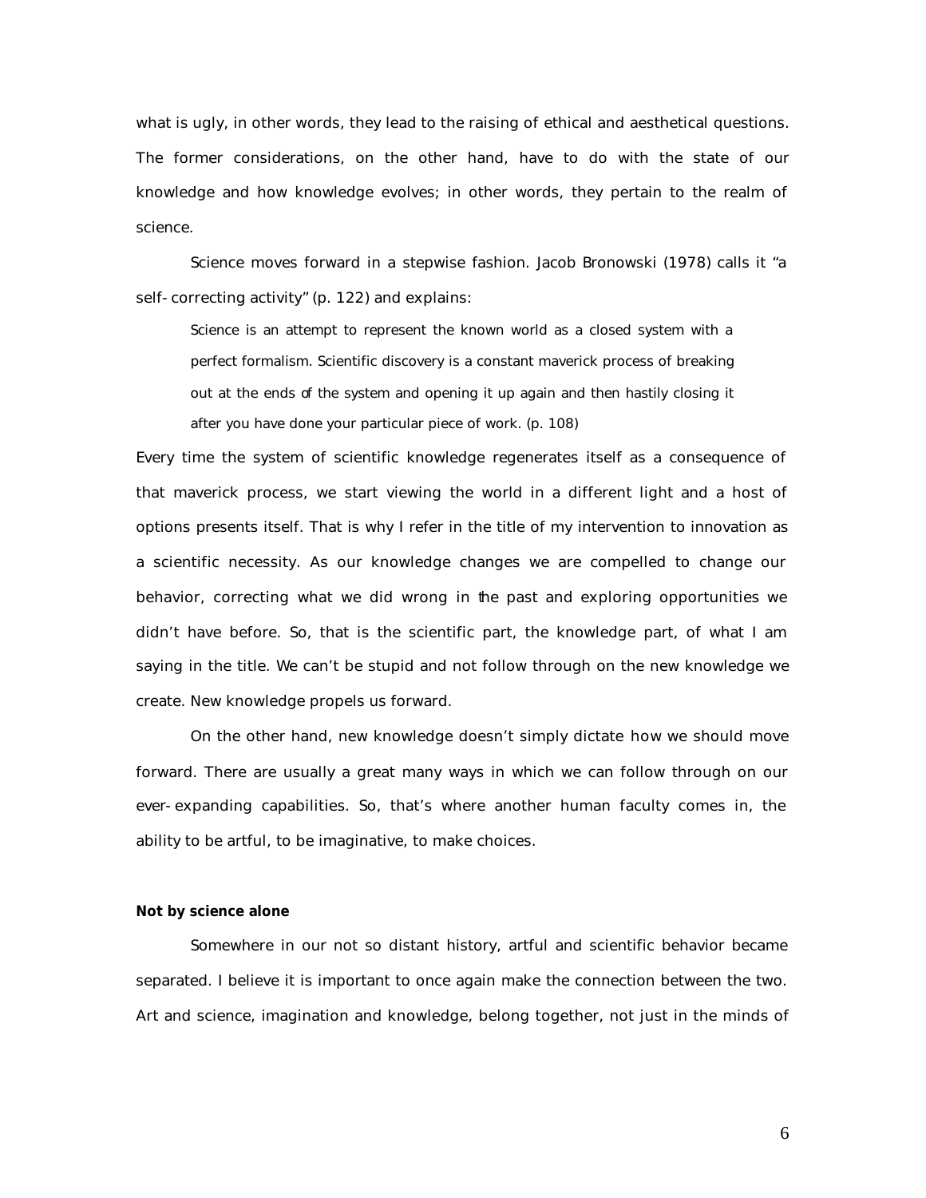what is ugly, in other words, they lead to the raising of ethical and aesthetical questions. The former considerations, on the other hand, have to do with the state of our knowledge and how knowledge evolves; in other words, they pertain to the realm of science.

Science moves forward in a stepwise fashion. Jacob Bronowski (1978) calls it "a self-correcting activity" (p. 122) and explains:

> Science is an attempt to represent the known world as a closed system with a perfect formalism. Scientific discovery is a constant maverick process of breaking out at the ends of the system and opening it up again and then hastily closing it after you have done your particular piece of work. (p. 108)

Every time the system of scientific knowledge regenerates itself as a consequence of that maverick process, we start viewing the world in a different light and a host of options presents itself. That is why I refer in the title of my intervention to innovation as a scientific necessity. As our knowledge changes we are compelled to change our behavior, correcting what we did wrong in the past and exploring opportunities we didn't have before. So, that is the scientific part, the knowledge part, of what I am saying in the title. We can't be stupid and not follow through on the new knowledge we create. New knowledge propels us forward.

On the other hand, new knowledge doesn't simply dictate how we should move forward. There are usually a great many ways in which we can follow through on our ever-expanding capabilities. So, that's where another human faculty comes in, the ability to be artful, to be imaginative, to make choices.

**Not by science alone**

Somewhere in our not so distant history, artful and scientific behavior became separated. I believe it is important to once again make the connection between the two. Art and science, imagination and knowledge, belong together, not just in the minds of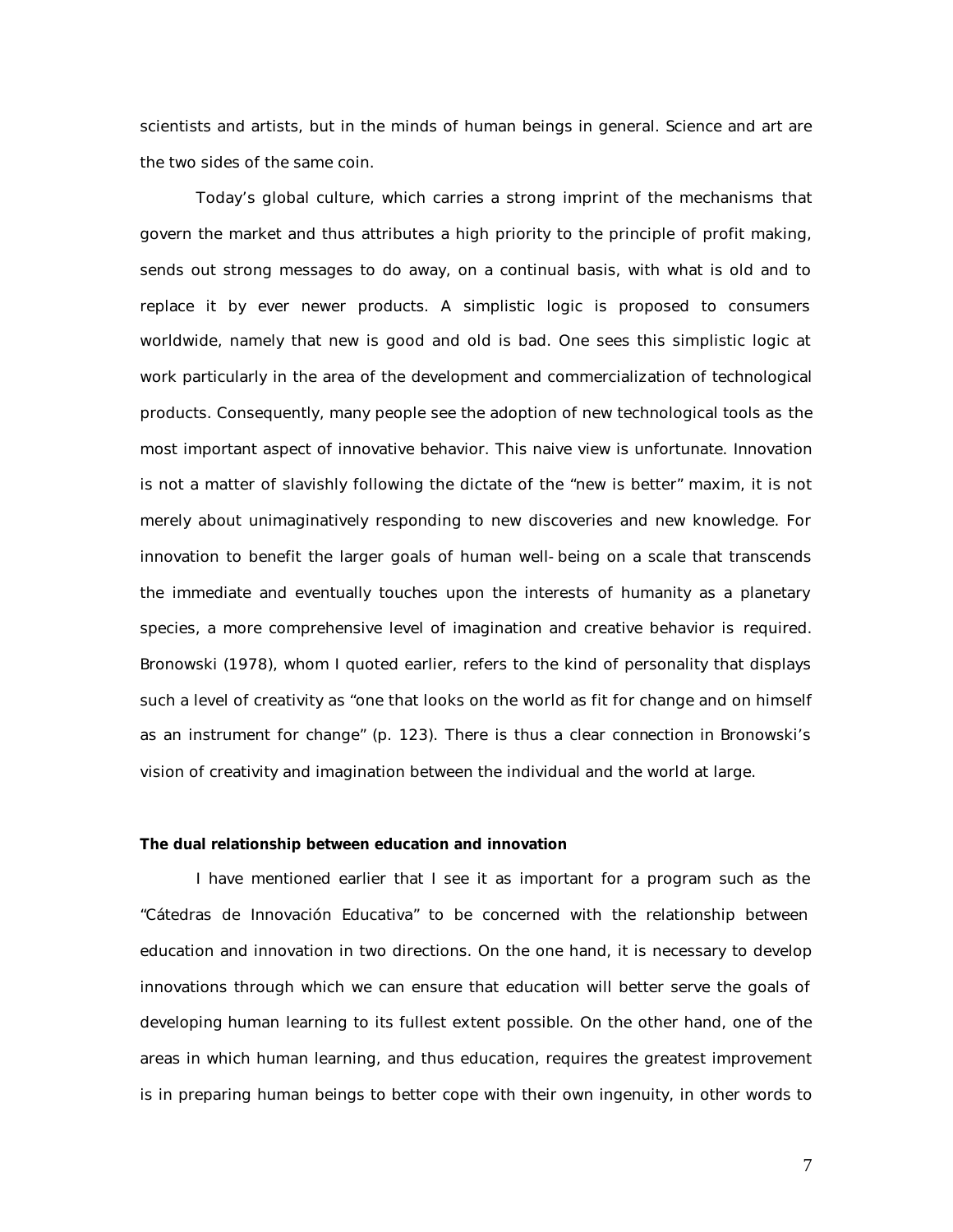scientists and artists, but in the minds of human beings in general. Science and art are the two sides of the same coin.

Today's global culture, which carries a strong imprint of the mechanisms that govern the market and thus attributes a high priority to the principle of profit making, sends out strong messages to do away, on a continual basis, with what is old and to replace it by ever newer products. A simplistic logic is proposed to consumers worldwide, namely that new is good and old is bad. One sees this simplistic logic at work particularly in the area of the development and commercialization of technological products. Consequently, many people see the adoption of new technological tools as the most important aspect of innovative behavior. This naive view is unfortunate. Innovation is not a matter of slavishly following the dictate of the "new is better" maxim, it is not merely about unimaginatively responding to new discoveries and new knowledge. For innovation to benefit the larger goals of human well-being on a scale that transcends the immediate and eventually touches upon the interests of humanity as a planetary species, a more comprehensive level of imagination and creative behavior is required. Bronowski (1978), whom I quoted earlier, refers to the kind of personality that displays such a level of creativity as "one that looks on the world as fit for change and on himself as an instrument for change" (p. 123). There is thus a clear connection in Bronowski's vision of creativity and imagination between the individual and the world at large.

**The dual relationship between education and innovation**

I have mentioned earlier that I see it as important for a program such as the "Cátedras de Innovación Educativa" to be concerned with the relationship between education and innovation in two directions. On the one hand, it is necessary to develop innovations through which we can ensure that education will better serve the goals of developing human learning to its fullest extent possible. On the other hand, one of the areas in which human learning, and thus education, requires the greatest improvement is in preparing human beings to better cope with their own ingenuity, in other words to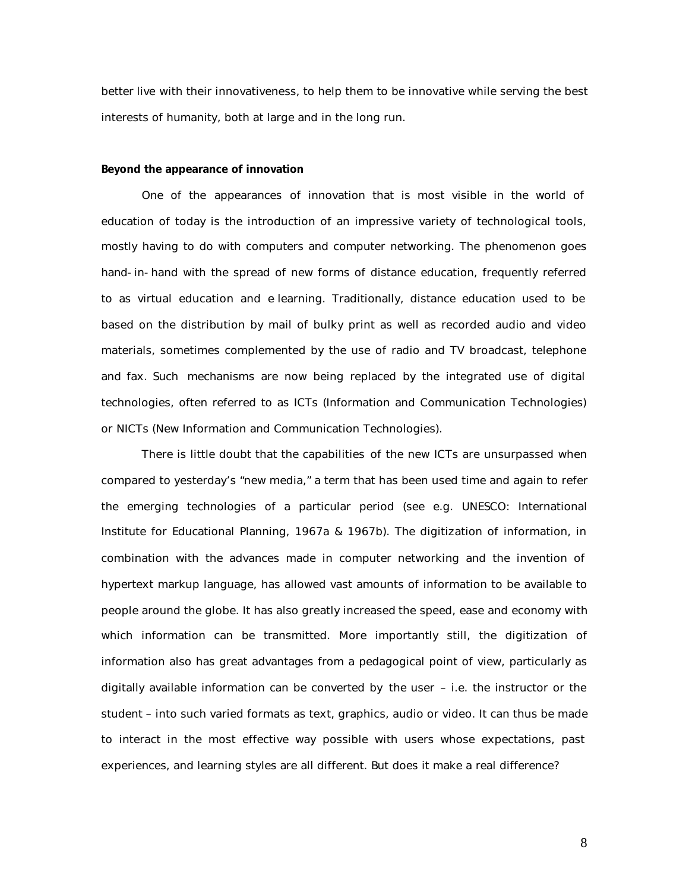better live with their innovativeness, to help them to be innovative while serving the best interests of humanity, both at large and in the long run.

**Beyond the appearance of innovation**

One of the appearances of innovation that is most visible in the world of education of today is the introduction of an impressive variety of technological tools, mostly having to do with computers and computer networking. The phenomenon goes hand-in-hand with the spread of new forms of distance education, frequently referred to as virtual education and e learning. Traditionally, distance education used to be based on the distribution by mail of bulky print as well as recorded audio and video materials, sometimes complemented by the use of radio and TV broadcast, telephone and fax. Such mechanisms are now being replaced by the integrated use of digital technologies, often referred to as ICTs (Information and Communication Technologies) or NICTs (New Information and Communication Technologies).

There is little doubt that the capabilities of the new ICTs are unsurpassed when compared to yesterday's "new media," a term that has been used time and again to refer the emerging technologies of a particular period (see e.g. UNESCO: International Institute for Educational Planning, 1967a & 1967b). The digitization of information, in combination with the advances made in computer networking and the invention of hypertext markup language, has allowed vast amounts of information to be available to people around the globe. It has also greatly increased the speed, ease and economy with which information can be transmitted. More importantly still, the digitization of information also has great advantages from a pedagogical point of view, particularly as digitally available information can be converted by the user – i.e. the instructor or the student – into such varied formats as text, graphics, audio or video. It can thus be made to interact in the most effective way possible with users whose expectations, past experiences, and learning styles are all different. But does it make a real difference?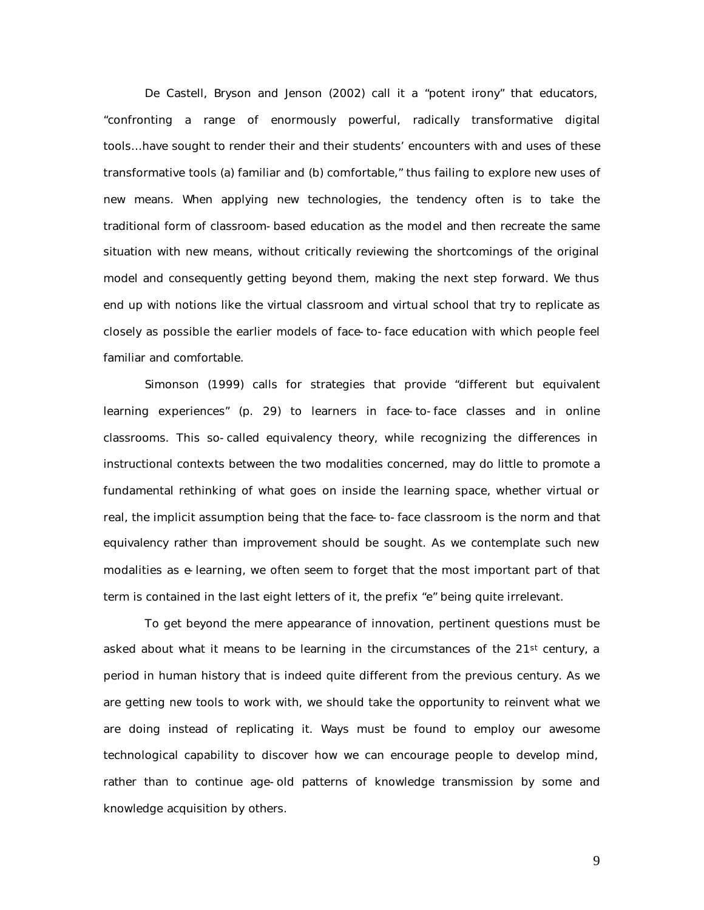De Castell, Bryson and Jenson (2002) call it a "potent irony" that educators, "confronting a range of enormously powerful, radically transformative digital tools…have sought to render their and their students' encounters with and uses of these transformative tools (a) familiar and (b) comfortable," thus failing to explore new uses of new means. When applying new technologies, the tendency often is to take the traditional form of classroom-based education as the model and then recreate the same situation with new means, without critically reviewing the shortcomings of the original model and consequently getting beyond them, making the next step forward. We thus end up with notions like the virtual classroom and virtual school that try to replicate as closely as possible the earlier models of face-to-face education with which people feel familiar and comfortable.

Simonson (1999) calls for strategies that provide "different but equivalent learning experiences" (p. 29) to learners in face-to-face classes and in online classrooms. This so-called equivalency theory, while recognizing the differences in instructional contexts between the two modalities concerned, may do little to promote a fundamental rethinking of what goes on inside the learning space, whether virtual or real, the implicit assumption being that the face-to-face classroom is the norm and that equivalency rather than improvement should be sought. As we contemplate such new modalities as e-learning, we often seem to forget that the most important part of that term is contained in the last eight letters of it, the prefix "e" being quite irrelevant.

To get beyond the mere appearance of innovation, pertinent questions must be asked about what it means to be learning in the circumstances of the 21st century, a period in human history that is indeed quite different from the previous century. As we are getting new tools to work with, we should take the opportunity to reinvent what we are doing instead of replicating it. Ways must be found to employ our awesome technological capability to discover how we can encourage people to develop mind, rather than to continue age-old patterns of knowledge transmission by some and knowledge acquisition by others.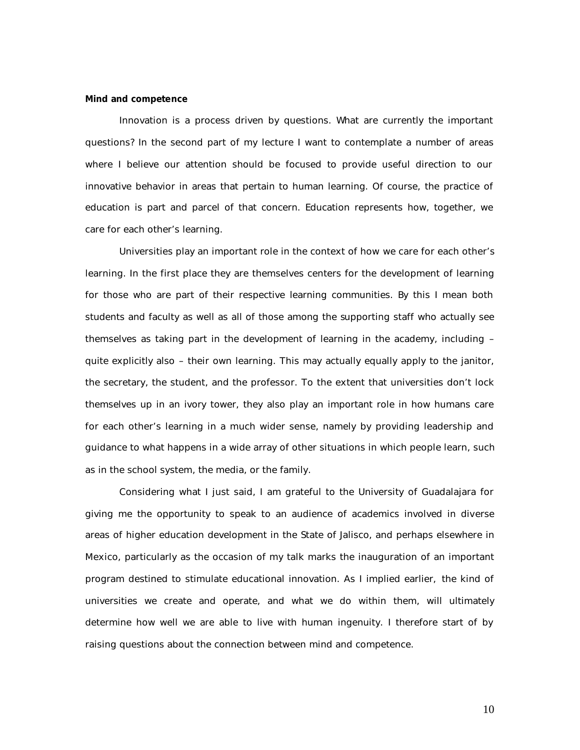**Mind and competence**

Innovation is a process driven by questions. What are currently the important questions? In the second part of my lecture I want to contemplate a number of areas where I believe our attention should be focused to provide useful direction to our innovative behavior in areas that pertain to human learning. Of course, the practice of education is part and parcel of that concern. Education represents how, together, we care for each other's learning.

Universities play an important role in the context of how we care for each other's learning. In the first place they are themselves centers for the development of learning for those who are part of their respective learning communities. By this I mean both students and faculty as well as all of those among the supporting staff who actually see themselves as taking part in the development of learning in the academy, including – quite explicitly also – their own learning. This may actually equally apply to the janitor, the secretary, the student, and the professor. To the extent that universities don't lock themselves up in an ivory tower, they also play an important role in how humans care for each other's learning in a much wider sense, namely by providing leadership and guidance to what happens in a wide array of other situations in which people learn, such as in the school system, the media, or the family.

Considering what I just said, I am grateful to the University of Guadalajara for giving me the opportunity to speak to an audience of academics involved in diverse areas of higher education development in the State of Jalisco, and perhaps elsewhere in Mexico, particularly as the occasion of my talk marks the inauguration of an important program destined to stimulate educational innovation. As I implied earlier, the kind of universities we create and operate, and what we do within them, will ultimately determine how well we are able to live with human ingenuity. I therefore start of by raising questions about the connection between mind and competence.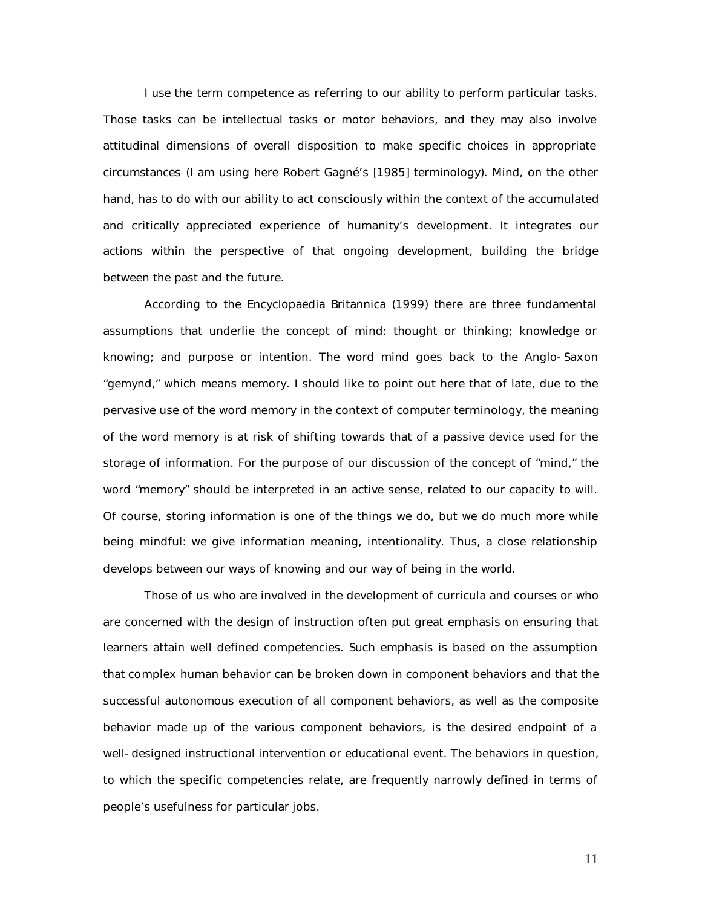I use the term competence as referring to our ability to perform particular tasks. Those tasks can be intellectual tasks or motor behaviors, and they may also involve attitudinal dimensions of overall disposition to make specific choices in appropriate circumstances (I am using here Robert Gagné's [1985] terminology). Mind, on the other hand, has to do with our ability to act consciously within the context of the accumulated and critically appreciated experience of humanity's development. It integrates our actions within the perspective of that ongoing development, building the bridge between the past and the future.

According to the Encyclopaedia Britannica (1999) there are three fundamental assumptions that underlie the concept of mind: thought or thinking; knowledge or knowing; and purpose or intention. The word mind goes back to the Anglo-Saxon "gemynd," which means memory. I should like to point out here that of late, due to the pervasive use of the word memory in the context of computer terminology, the meaning of the word memory is at risk of shifting towards that of a passive device used for the storage of information. For the purpose of our discussion of the concept of "mind," the word "memory" should be interpreted in an active sense, related to our capacity to will. Of course, storing information is one of the things we do, but we do much more while being mindful: we give information meaning, intentionality. Thus, a close relationship develops between our ways of knowing and our way of being in the world.

Those of us who are involved in the development of curricula and courses or who are concerned with the design of instruction often put great emphasis on ensuring that learners attain well defined competencies. Such emphasis is based on the assumption that complex human behavior can be broken down in component behaviors and that the successful autonomous execution of all component behaviors, as well as the composite behavior made up of the various component behaviors, is the desired endpoint of a well-designed instructional intervention or educational event. The behaviors in question, to which the specific competencies relate, are frequently narrowly defined in terms of people's usefulness for particular jobs.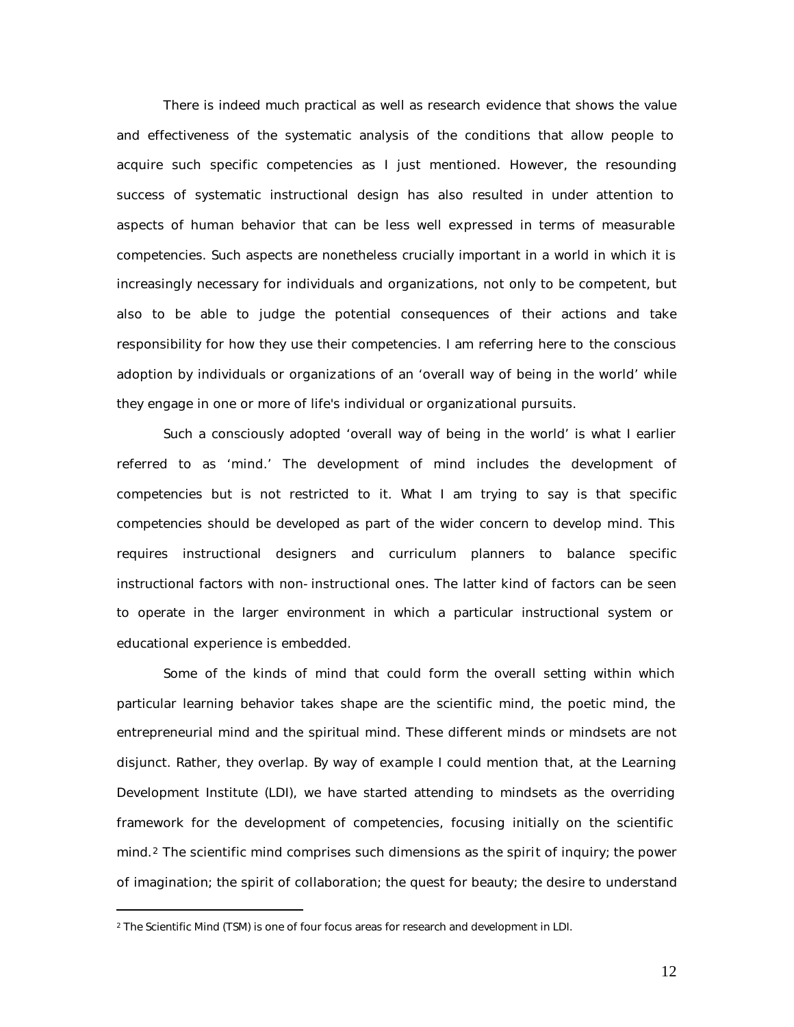There is indeed much practical as well as research evidence that shows the value and effectiveness of the systematic analysis of the conditions that allow people to acquire such specific competencies as I just mentioned. However, the resounding success of systematic instructional design has also resulted in under attention to aspects of human behavior that can be less well expressed in terms of measurable competencies. Such aspects are nonetheless crucially important in a world in which it is increasingly necessary for individuals and organizations, not only to be competent, but also to be able to judge the potential consequences of their actions and take responsibility for how they use their competencies. I am referring here to the conscious adoption by individuals or organizations of an 'overall way of being in the world' while they engage in one or more of life's individual or organizational pursuits.

Such a consciously adopted 'overall way of being in the world' is what I earlier referred to as 'mind.' The development of mind includes the development of competencies but is not restricted to it. What I am trying to say is that specific competencies should be developed as part of the wider concern to develop mind. This requires instructional designers and curriculum planners to balance specific instructional factors with non-instructional ones. The latter kind of factors can be seen to operate in the larger environment in which a particular instructional system or educational experience is embedded.

Some of the kinds of mind that could form the overall setting within which particular learning behavior takes shape are the scientific mind, the poetic mind, the entrepreneurial mind and the spiritual mind. These different minds or mindsets are not disjunct. Rather, they overlap. By way of example I could mention that, at the Learning Development Institute (LDI), we have started attending to mindsets as the overriding framework for the development of competencies, focusing initially on the scientific mind.[2] The scientific mind comprises such dimensions as the spirit of inquiry; the power of imagination; the spirit of collaboration; the quest for beauty; the desire to understand

---

[2] The Scientific Mind (TSM) is one of four focus areas for research and development in LDI.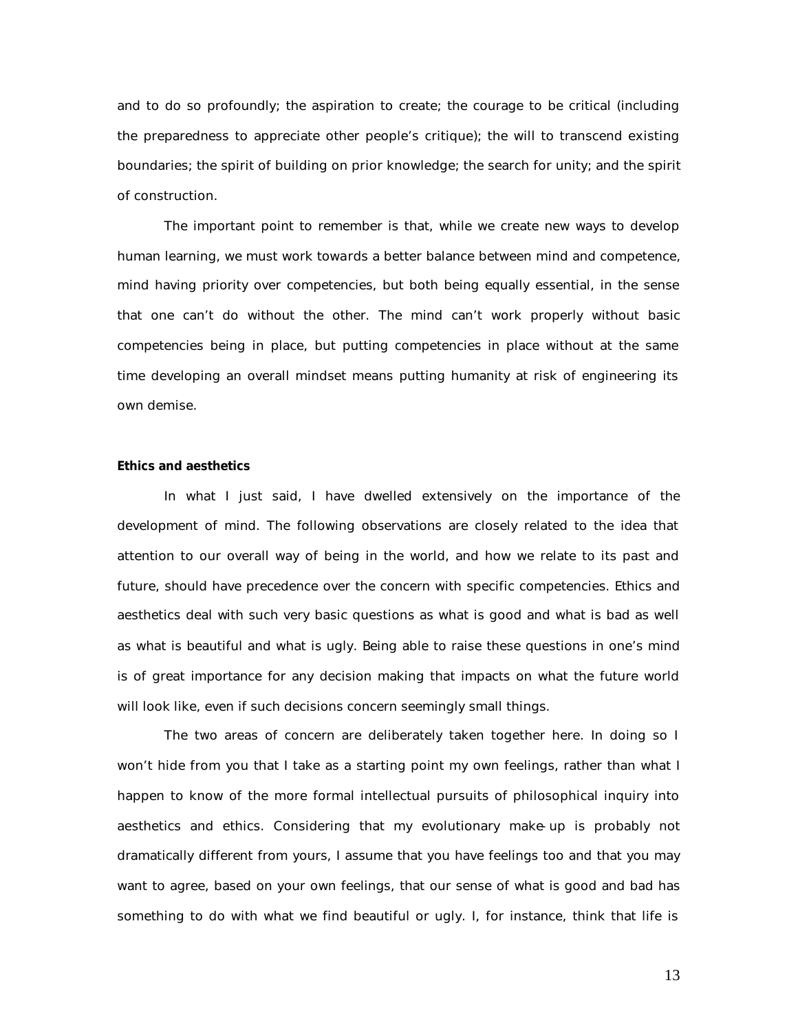and to do so profoundly; the aspiration to create; the courage to be critical (including the preparedness to appreciate other people's critique); the will to transcend existing boundaries; the spirit of building on prior knowledge; the search for unity; and the spirit of construction.

The important point to remember is that, while we create new ways to develop human learning, we must work towards a better balance between mind and competence, mind having priority over competencies, but both being equally essential, in the sense that one can't do without the other. The mind can't work properly without basic competencies being in place, but putting competencies in place without at the same time developing an overall mindset means putting humanity at risk of engineering its own demise.

**Ethics and aesthetics**

In what I just said, I have dwelled extensively on the importance of the development of mind. The following observations are closely related to the idea that attention to our overall way of being in the world, and how we relate to its past and future, should have precedence over the concern with specific competencies. Ethics and aesthetics deal with such very basic questions as what is good and what is bad as well as what is beautiful and what is ugly. Being able to raise these questions in one's mind is of great importance for any decision making that impacts on what the future world will look like, even if such decisions concern seemingly small things.

The two areas of concern are deliberately taken together here. In doing so I won't hide from you that I take as a starting point my own feelings, rather than what I happen to know of the more formal intellectual pursuits of philosophical inquiry into aesthetics and ethics. Considering that my evolutionary make-up is probably not dramatically different from yours, I assume that you have feelings too and that you may want to agree, based on your own feelings, that our sense of what is good and bad has something to do with what we find beautiful or ugly. I, for instance, think that life is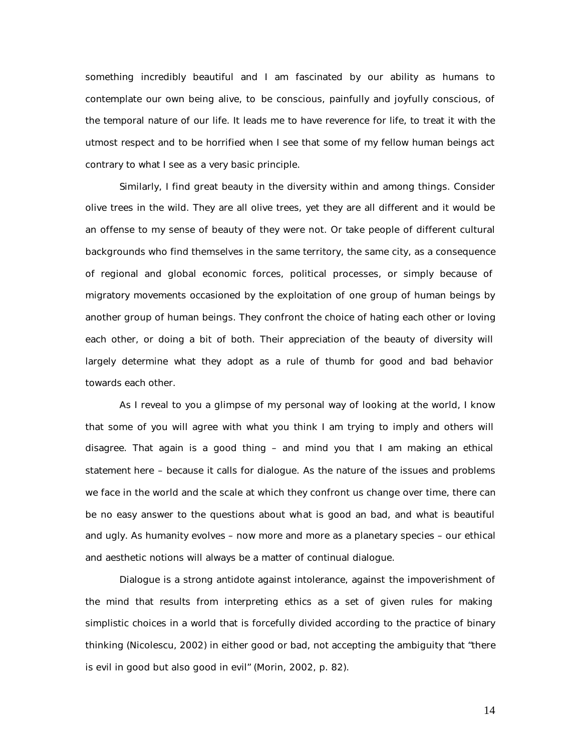something incredibly beautiful and I am fascinated by our ability as humans to contemplate our own being alive, to be conscious, painfully and joyfully conscious, of the temporal nature of our life. It leads me to have reverence for life, to treat it with the utmost respect and to be horrified when I see that some of my fellow human beings act contrary to what I see as a very basic principle.

Similarly, I find great beauty in the diversity within and among things. Consider olive trees in the wild. They are all olive trees, yet they are all different and it would be an offense to my sense of beauty of they were not. Or take people of different cultural backgrounds who find themselves in the same territory, the same city, as a consequence of regional and global economic forces, political processes, or simply because of migratory movements occasioned by the exploitation of one group of human beings by another group of human beings. They confront the choice of hating each other or loving each other, or doing a bit of both. Their appreciation of the beauty of diversity will largely determine what they adopt as a rule of thumb for good and bad behavior towards each other.

As I reveal to you a glimpse of my personal way of looking at the world, I know that some of you will agree with what you think I am trying to imply and others will disagree. That again is a good thing – and mind you that I am making an ethical statement here – because it calls for dialogue. As the nature of the issues and problems we face in the world and the scale at which they confront us change over time, there can be no easy answer to the questions about what is good an bad, and what is beautiful and ugly. As humanity evolves – now more and more as a planetary species – our ethical and aesthetic notions will always be a matter of continual dialogue.

Dialogue is a strong antidote against intolerance, against the impoverishment of the mind that results from interpreting ethics as a set of given rules for making simplistic choices in a world that is forcefully divided according to the practice of binary thinking (Nicolescu, 2002) in either good or bad, not accepting the ambiguity that "there is evil in good but also good in evil" (Morin, 2002, p. 82).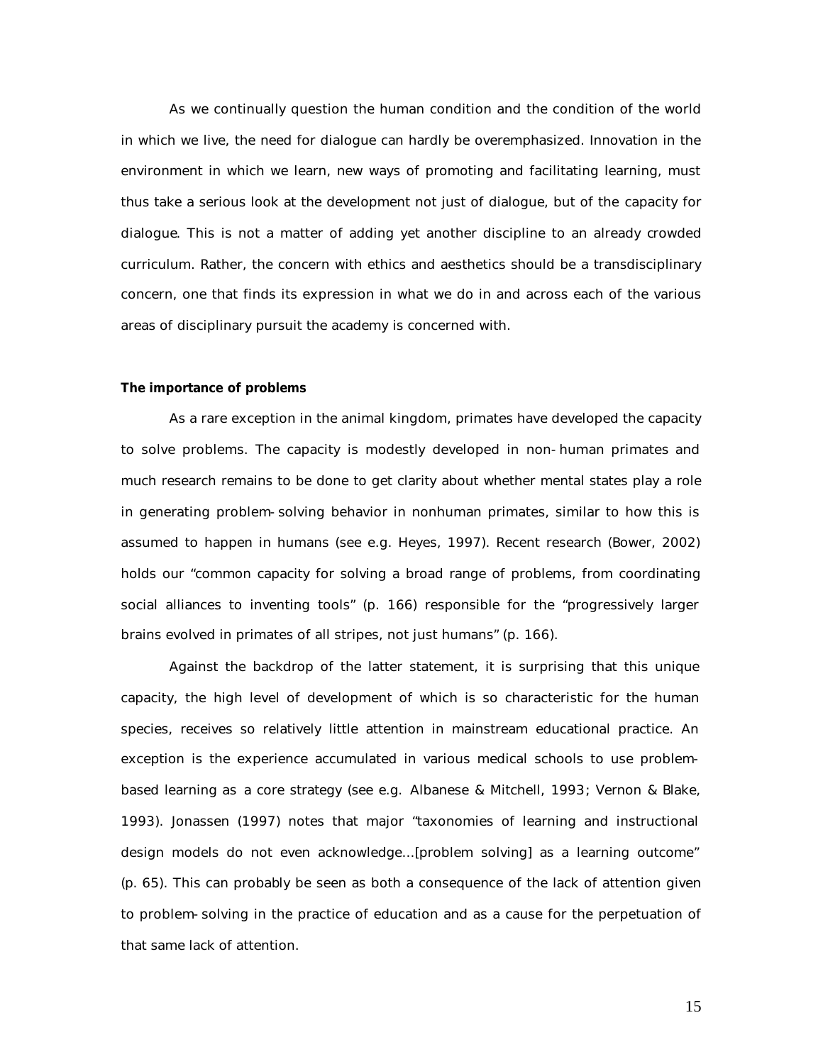As we continually question the human condition and the condition of the world in which we live, the need for dialogue can hardly be overemphasized. Innovation in the environment in which we learn, new ways of promoting and facilitating learning, must thus take a serious look at the development not just of dialogue, but of the capacity for dialogue. This is not a matter of adding yet another discipline to an already crowded curriculum. Rather, the concern with ethics and aesthetics should be a transdisciplinary concern, one that finds its expression in what we do in and across each of the various areas of disciplinary pursuit the academy is concerned with.

**The importance of problems**

As a rare exception in the animal kingdom, primates have developed the capacity to solve problems. The capacity is modestly developed in non-human primates and much research remains to be done to get clarity about whether mental states play a role in generating problem-solving behavior in nonhuman primates, similar to how this is assumed to happen in humans (see e.g. Heyes, 1997). Recent research (Bower, 2002) holds our "common capacity for solving a broad range of problems, from coordinating social alliances to inventing tools" (p. 166) responsible for the "progressively larger brains evolved in primates of all stripes, not just humans" (p. 166).

Against the backdrop of the latter statement, it is surprising that this unique capacity, the high level of development of which is so characteristic for the human species, receives so relatively little attention in mainstream educational practice. An exception is the experience accumulated in various medical schools to use problem-based learning as a core strategy (see e.g. Albanese & Mitchell, 1993; Vernon & Blake, 1993). Jonassen (1997) notes that major "taxonomies of learning and instructional design models do not even acknowledge…[problem solving] as a learning outcome" (p. 65). This can probably be seen as both a consequence of the lack of attention given to problem-solving in the practice of education and as a cause for the perpetuation of that same lack of attention.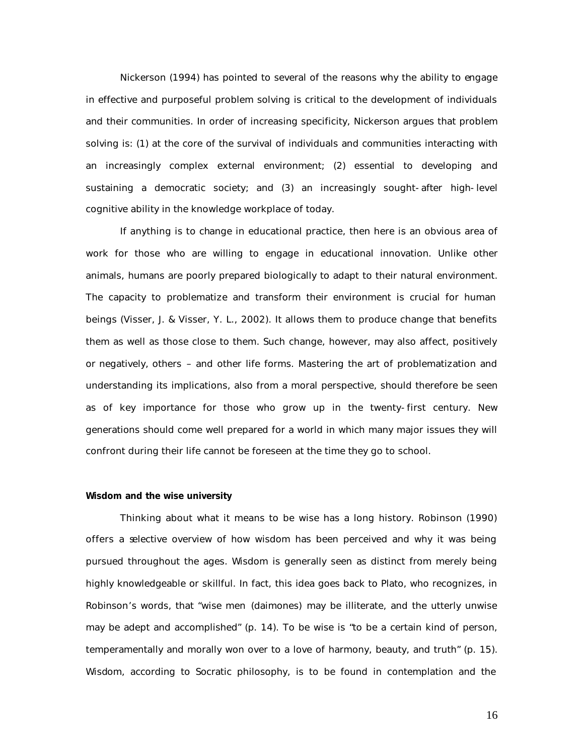Nickerson (1994) has pointed to several of the reasons why the ability to engage in effective and purposeful problem solving is critical to the development of individuals and their communities. In order of increasing specificity, Nickerson argues that problem solving is: (1) at the core of the survival of individuals and communities interacting with an increasingly complex external environment; (2) essential to developing and sustaining a democratic society; and (3) an increasingly sought-after high-level cognitive ability in the knowledge workplace of today.

If anything is to change in educational practice, then here is an obvious area of work for those who are willing to engage in educational innovation. Unlike other animals, humans are poorly prepared biologically to adapt to their natural environment. The capacity to problematize and transform their environment is crucial for human beings (Visser, J. & Visser, Y. L., 2002). It allows them to produce change that benefits them as well as those close to them. Such change, however, may also affect, positively or negatively, others – and other life forms. Mastering the art of problematization and understanding its implications, also from a moral perspective, should therefore be seen as of key importance for those who grow up in the twenty-first century. New generations should come well prepared for a world in which many major issues they will confront during their life cannot be foreseen at the time they go to school.

**Wisdom and the wise university**

Thinking about what it means to be wise has a long history. Robinson (1990) offers a selective overview of how wisdom has been perceived and why it was being pursued throughout the ages. Wisdom is generally seen as distinct from merely being highly knowledgeable or skillful. In fact, this idea goes back to Plato, who recognizes, in Robinson's words, that "wise men (daimones) may be illiterate, and the utterly unwise may be adept and accomplished" (p. 14). To be wise is "to be a certain kind of person, temperamentally and morally won over to a love of harmony, beauty, and truth" (p. 15). Wisdom, according to Socratic philosophy, is to be found in contemplation and the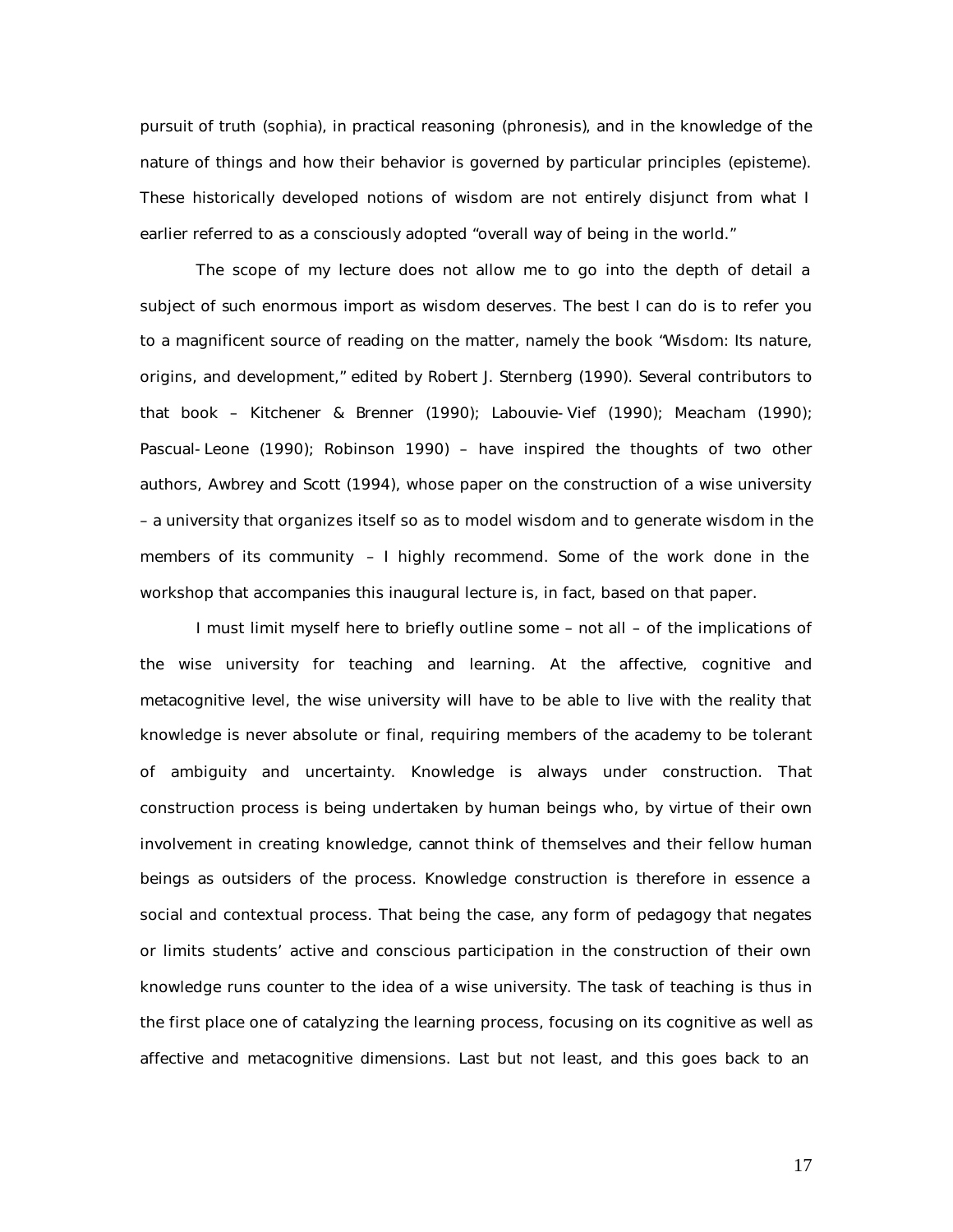pursuit of truth (sophia), in practical reasoning (phronesis), and in the knowledge of the nature of things and how their behavior is governed by particular principles (episteme). These historically developed notions of wisdom are not entirely disjunct from what I earlier referred to as a consciously adopted "overall way of being in the world."

The scope of my lecture does not allow me to go into the depth of detail a subject of such enormous import as wisdom deserves. The best I can do is to refer you to a magnificent source of reading on the matter, namely the book "Wisdom: Its nature, origins, and development," edited by Robert J. Sternberg (1990). Several contributors to that book – Kitchener & Brenner (1990); Labouvie-Vief (1990); Meacham (1990); Pascual-Leone (1990); Robinson 1990) – have inspired the thoughts of two other authors, Awbrey and Scott (1994), whose paper on the construction of a wise university – a university that organizes itself so as to model wisdom and to generate wisdom in the members of its community – I highly recommend. Some of the work done in the workshop that accompanies this inaugural lecture is, in fact, based on that paper.

I must limit myself here to briefly outline some – not all – of the implications of the wise university for teaching and learning. At the affective, cognitive and metacognitive level, the wise university will have to be able to live with the reality that knowledge is never absolute or final, requiring members of the academy to be tolerant of ambiguity and uncertainty. Knowledge is always under construction. That construction process is being undertaken by human beings who, by virtue of their own involvement in creating knowledge, cannot think of themselves and their fellow human beings as outsiders of the process. Knowledge construction is therefore in essence a social and contextual process. That being the case, any form of pedagogy that negates or limits students' active and conscious participation in the construction of their own knowledge runs counter to the idea of a wise university. The task of teaching is thus in the first place one of catalyzing the learning process, focusing on its cognitive as well as affective and metacognitive dimensions. Last but not least, and this goes back to an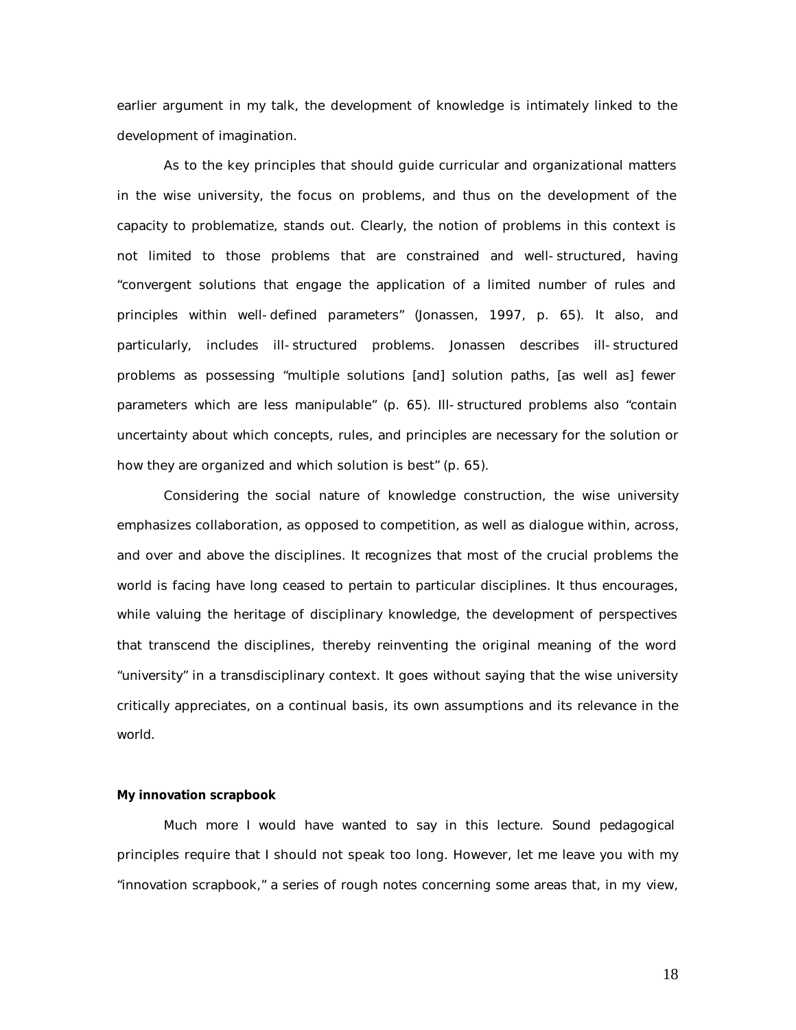earlier argument in my talk, the development of knowledge is intimately linked to the development of imagination.

As to the key principles that should guide curricular and organizational matters in the wise university, the focus on problems, and thus on the development of the capacity to problematize, stands out. Clearly, the notion of problems in this context is not limited to those problems that are constrained and well-structured, having "convergent solutions that engage the application of a limited number of rules and principles within well-defined parameters" (Jonassen, 1997, p. 65). It also, and particularly, includes ill-structured problems. Jonassen describes ill-structured problems as possessing "multiple solutions [and] solution paths, [as well as] fewer parameters which are less manipulable" (p. 65). Ill-structured problems also "contain uncertainty about which concepts, rules, and principles are necessary for the solution or how they are organized and which solution is best" (p. 65).

Considering the social nature of knowledge construction, the wise university emphasizes collaboration, as opposed to competition, as well as dialogue within, across, and over and above the disciplines. It recognizes that most of the crucial problems the world is facing have long ceased to pertain to particular disciplines. It thus encourages, while valuing the heritage of disciplinary knowledge, the development of perspectives that transcend the disciplines, thereby reinventing the original meaning of the word "university" in a transdisciplinary context. It goes without saying that the wise university critically appreciates, on a continual basis, its own assumptions and its relevance in the world.

**My innovation scrapbook**

Much more I would have wanted to say in this lecture. Sound pedagogical principles require that I should not speak too long. However, let me leave you with my "innovation scrapbook," a series of rough notes concerning some areas that, in my view,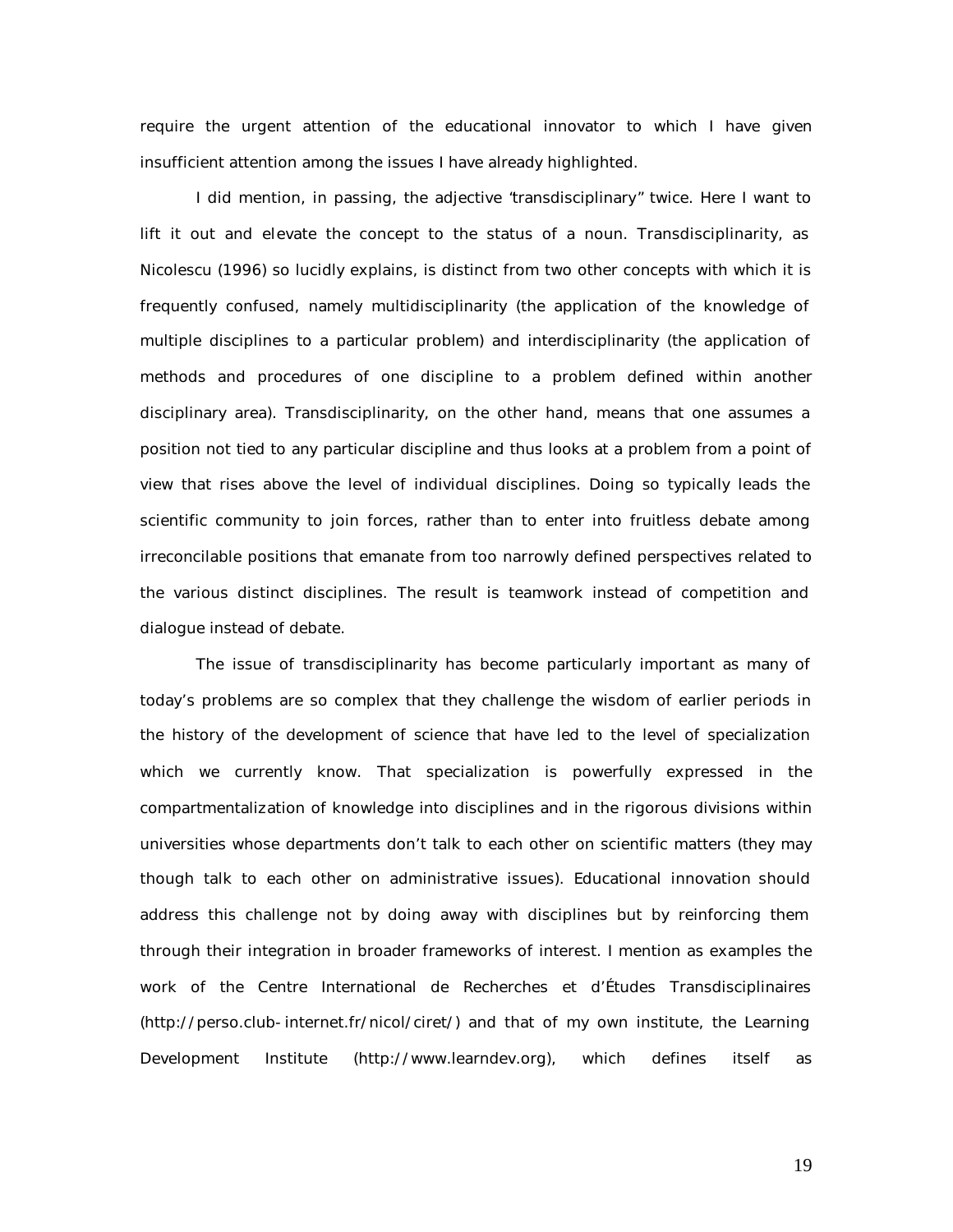require the urgent attention of the educational innovator to which I have given insufficient attention among the issues I have already highlighted.

I did mention, in passing, the adjective "transdisciplinary" twice. Here I want to lift it out and elevate the concept to the status of a noun. Transdisciplinarity, as Nicolescu (1996) so lucidly explains, is distinct from two other concepts with which it is frequently confused, namely multidisciplinarity (the application of the knowledge of multiple disciplines to a particular problem) and interdisciplinarity (the application of methods and procedures of one discipline to a problem defined within another disciplinary area). Transdisciplinarity, on the other hand, means that one assumes a position not tied to any particular discipline and thus looks at a problem from a point of view that rises above the level of individual disciplines. Doing so typically leads the scientific community to join forces, rather than to enter into fruitless debate among irreconcilable positions that emanate from too narrowly defined perspectives related to the various distinct disciplines. The result is teamwork instead of competition and dialogue instead of debate.

The issue of transdisciplinarity has become particularly important as many of today's problems are so complex that they challenge the wisdom of earlier periods in the history of the development of science that have led to the level of specialization which we currently know. That specialization is powerfully expressed in the compartmentalization of knowledge into disciplines and in the rigorous divisions within universities whose departments don't talk to each other on scientific matters (they may though talk to each other on administrative issues). Educational innovation should address this challenge not by doing away with disciplines but by reinforcing them through their integration in broader frameworks of interest. I mention as examples the work of the Centre International de Recherches et d'Études Transdisciplinaires (http://perso.club-internet.fr/nicol/ciret/) and that of my own institute, the Learning Development Institute (http://www.learndev.org), which defines itself as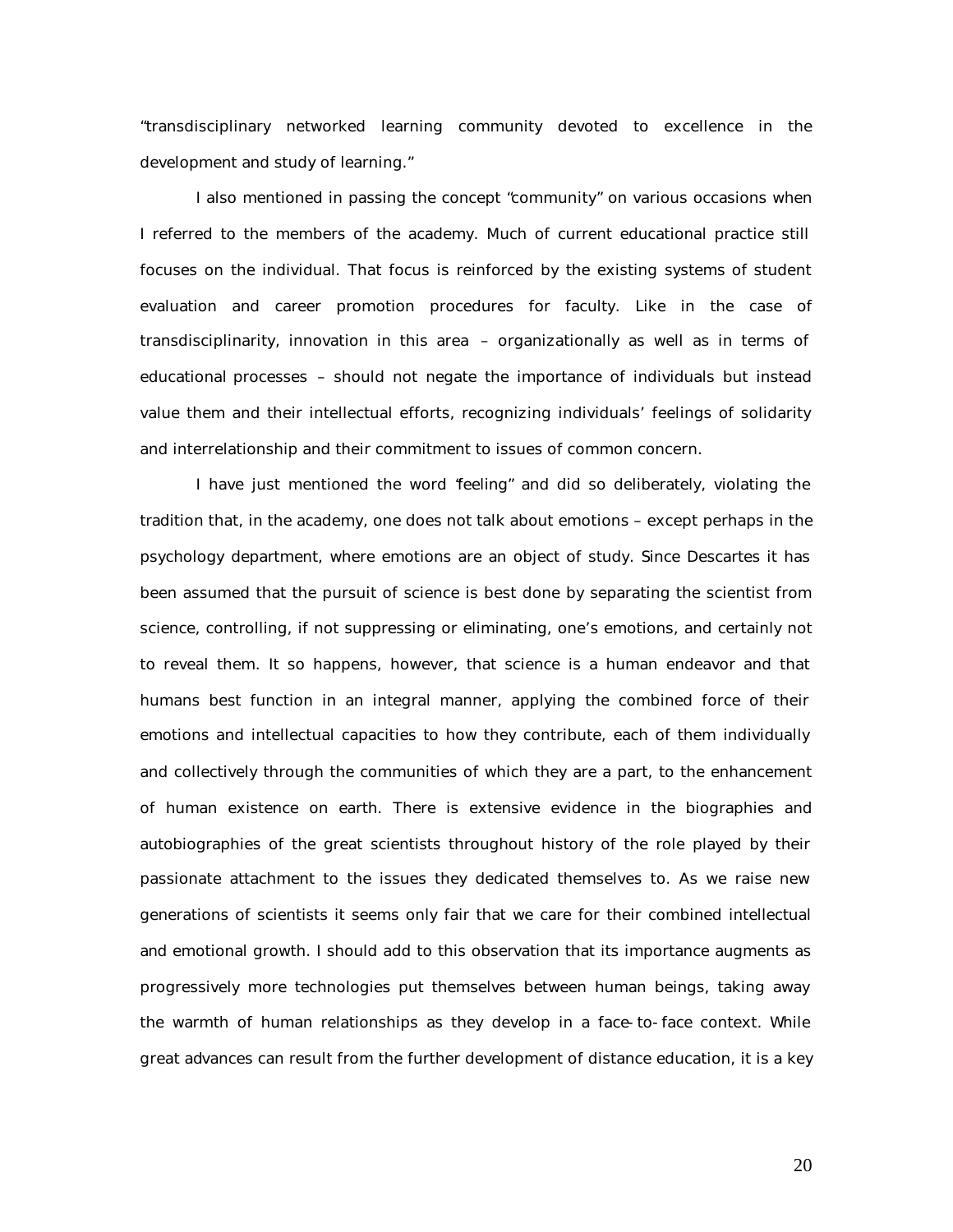"transdisciplinary networked learning community devoted to excellence in the development and study of learning."

I also mentioned in passing the concept "community" on various occasions when I referred to the members of the academy. Much of current educational practice still focuses on the individual. That focus is reinforced by the existing systems of student evaluation and career promotion procedures for faculty. Like in the case of transdisciplinarity, innovation in this area – organizationally as well as in terms of educational processes – should not negate the importance of individuals but instead value them and their intellectual efforts, recognizing individuals' feelings of solidarity and interrelationship and their commitment to issues of common concern.

I have just mentioned the word "feeling" and did so deliberately, violating the tradition that, in the academy, one does not talk about emotions – except perhaps in the psychology department, where emotions are an object of study. Since Descartes it has been assumed that the pursuit of science is best done by separating the scientist from science, controlling, if not suppressing or eliminating, one's emotions, and certainly not to reveal them. It so happens, however, that science is a human endeavor and that humans best function in an integral manner, applying the combined force of their emotions and intellectual capacities to how they contribute, each of them individually and collectively through the communities of which they are a part, to the enhancement of human existence on earth. There is extensive evidence in the biographies and autobiographies of the great scientists throughout history of the role played by their passionate attachment to the issues they dedicated themselves to. As we raise new generations of scientists it seems only fair that we care for their combined intellectual and emotional growth. I should add to this observation that its importance augments as progressively more technologies put themselves between human beings, taking away the warmth of human relationships as they develop in a face-to-face context. While great advances can result from the further development of distance education, it is a key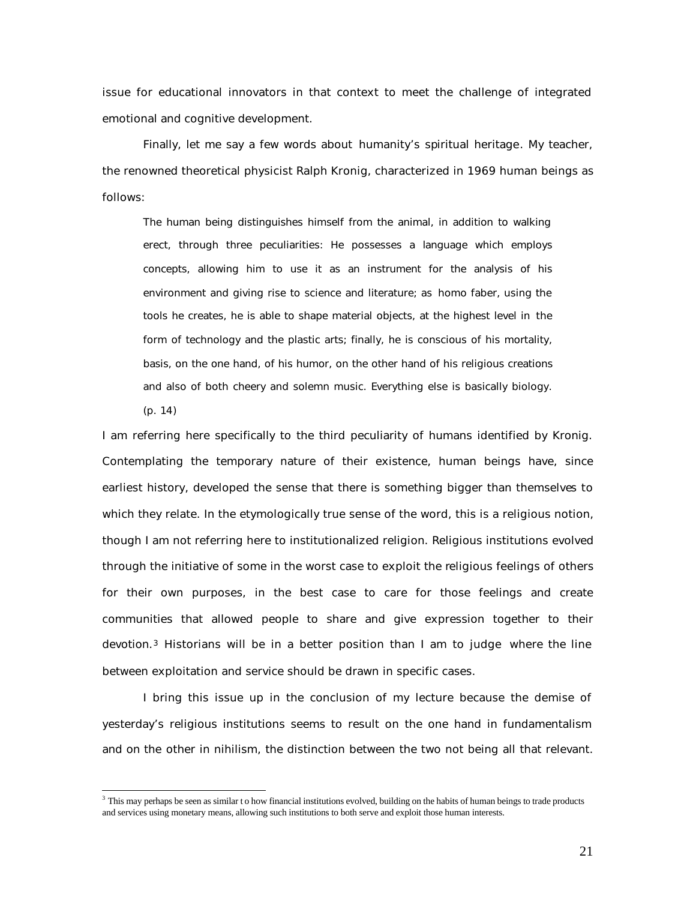issue for educational innovators in that context to meet the challenge of integrated emotional and cognitive development.

Finally, let me say a few words about humanity's spiritual heritage. My teacher, the renowned theoretical physicist Ralph Kronig, characterized in 1969 human beings as follows:

> The human being distinguishes himself from the animal, in addition to walking erect, through three peculiarities: He possesses a language which employs concepts, allowing him to use it as an instrument for the analysis of his environment and giving rise to science and literature; as homo faber, using the tools he creates, he is able to shape material objects, at the highest level in the form of technology and the plastic arts; finally, he is conscious of his mortality, basis, on the one hand, of his humor, on the other hand of his religious creations and also of both cheery and solemn music. Everything else is basically biology. (p. 14)

I am referring here specifically to the third peculiarity of humans identified by Kronig. Contemplating the temporary nature of their existence, human beings have, since earliest history, developed the sense that there is something bigger than themselves to which they relate. In the etymologically true sense of the word, this is a religious notion, though I am not referring here to institutionalized religion. Religious institutions evolved through the initiative of some in the worst case to exploit the religious feelings of others for their own purposes, in the best case to care for those feelings and create communities that allowed people to share and give expression together to their devotion.[3] Historians will be in a better position than I am to judge where the line between exploitation and service should be drawn in specific cases.

I bring this issue up in the conclusion of my lecture because the demise of yesterday's religious institutions seems to result on the one hand in fundamentalism and on the other in nihilism, the distinction between the two not being all that relevant.

---

[3] This may perhaps be seen as similar to how financial institutions evolved, building on the habits of human beings to trade products and services using monetary means, allowing such institutions to both serve and exploit those human interests.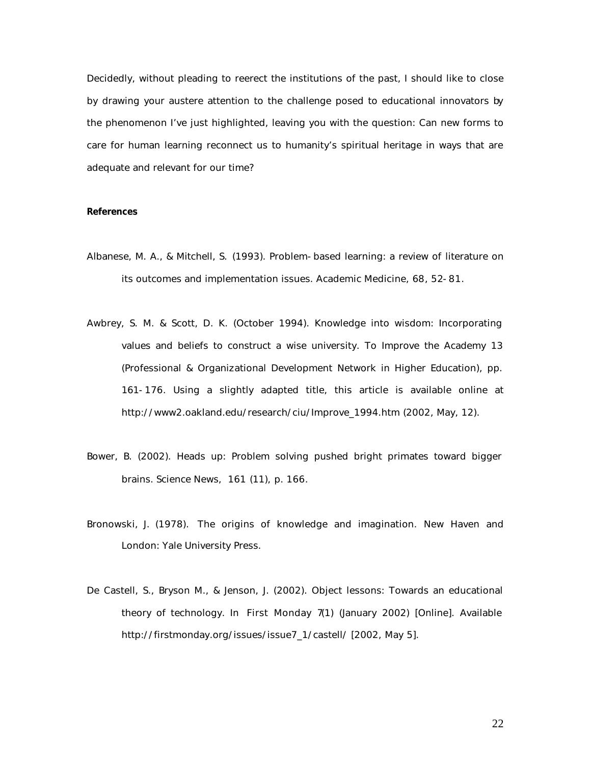Decidedly, without pleading to reerect the institutions of the past, I should like to close by drawing your austere attention to the challenge posed to educational innovators by the phenomenon I've just highlighted, leaving you with the question: Can new forms to care for human learning reconnect us to humanity's spiritual heritage in ways that are adequate and relevant for our time?

**References**

Albanese, M. A., & Mitchell, S. (1993). Problem-based learning: a review of literature on its outcomes and implementation issues. Academic Medicine, 68, 52-81.

Awbrey, S. M. & Scott, D. K. (October 1994). Knowledge into wisdom: Incorporating values and beliefs to construct a wise university. To Improve the Academy 13 (Professional & Organizational Development Network in Higher Education), pp. 161-176. Using a slightly adapted title, this article is available online at http://www2.oakland.edu/research/ciu/Improve_1994.htm (2002, May, 12).

Bower, B. (2002). Heads up: Problem solving pushed bright primates toward bigger brains. Science News, 161 (11), p. 166.

Bronowski, J. (1978). The origins of knowledge and imagination. New Haven and London: Yale University Press.

De Castell, S., Bryson M., & Jenson, J. (2002). Object lessons: Towards an educational theory of technology. In First Monday 7(1) (January 2002) [Online]. Available http://firstmonday.org/issues/issue7_1/castell/ [2002, May 5].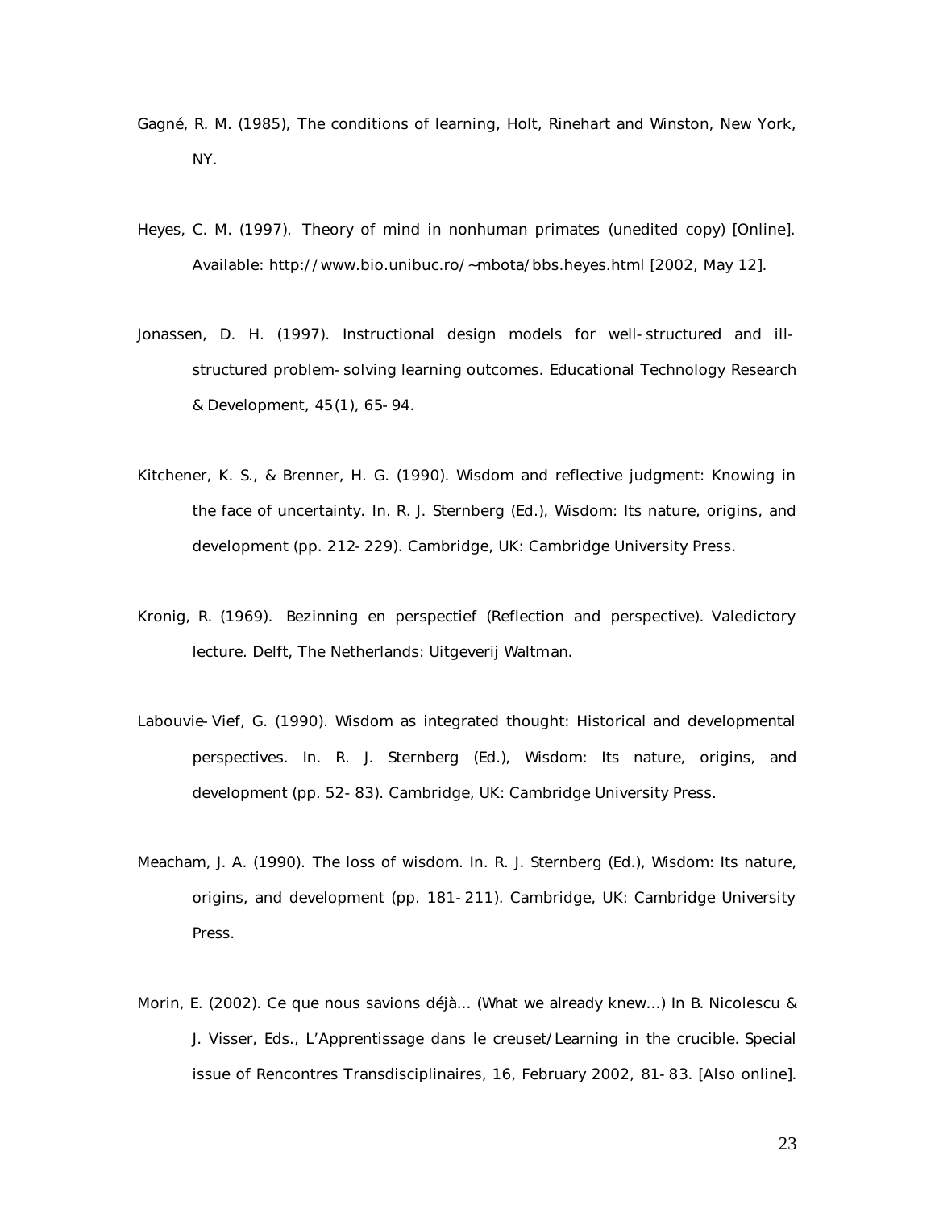Gagné, R. M. (1985), The conditions of learning, Holt, Rinehart and Winston, New York, NY.

Heyes, C. M. (1997). Theory of mind in nonhuman primates (unedited copy) [Online]. Available: http://www.bio.unibuc.ro/~mbota/bbs.heyes.html [2002, May 12].

Jonassen, D. H. (1997). Instructional design models for well-structured and ill-structured problem-solving learning outcomes. Educational Technology Research & Development, 45(1), 65-94.

Kitchener, K. S., & Brenner, H. G. (1990). Wisdom and reflective judgment: Knowing in the face of uncertainty. In. R. J. Sternberg (Ed.), Wisdom: Its nature, origins, and development (pp. 212-229). Cambridge, UK: Cambridge University Press.

Kronig, R. (1969). Bezinning en perspectief (Reflection and perspective). Valedictory lecture. Delft, The Netherlands: Uitgeverij Waltman.

Labouvie-Vief, G. (1990). Wisdom as integrated thought: Historical and developmental perspectives. In. R. J. Sternberg (Ed.), Wisdom: Its nature, origins, and development (pp. 52-83). Cambridge, UK: Cambridge University Press.

Meacham, J. A. (1990). The loss of wisdom. In. R. J. Sternberg (Ed.), Wisdom: Its nature, origins, and development (pp. 181-211). Cambridge, UK: Cambridge University Press.

Morin, E. (2002). Ce que nous savions déjà… (What we already knew…) In B. Nicolescu & J. Visser, Eds., L'Apprentissage dans le creuset/Learning in the crucible. Special issue of Rencontres Transdisciplinaires, 16, February 2002, 81-83. [Also online].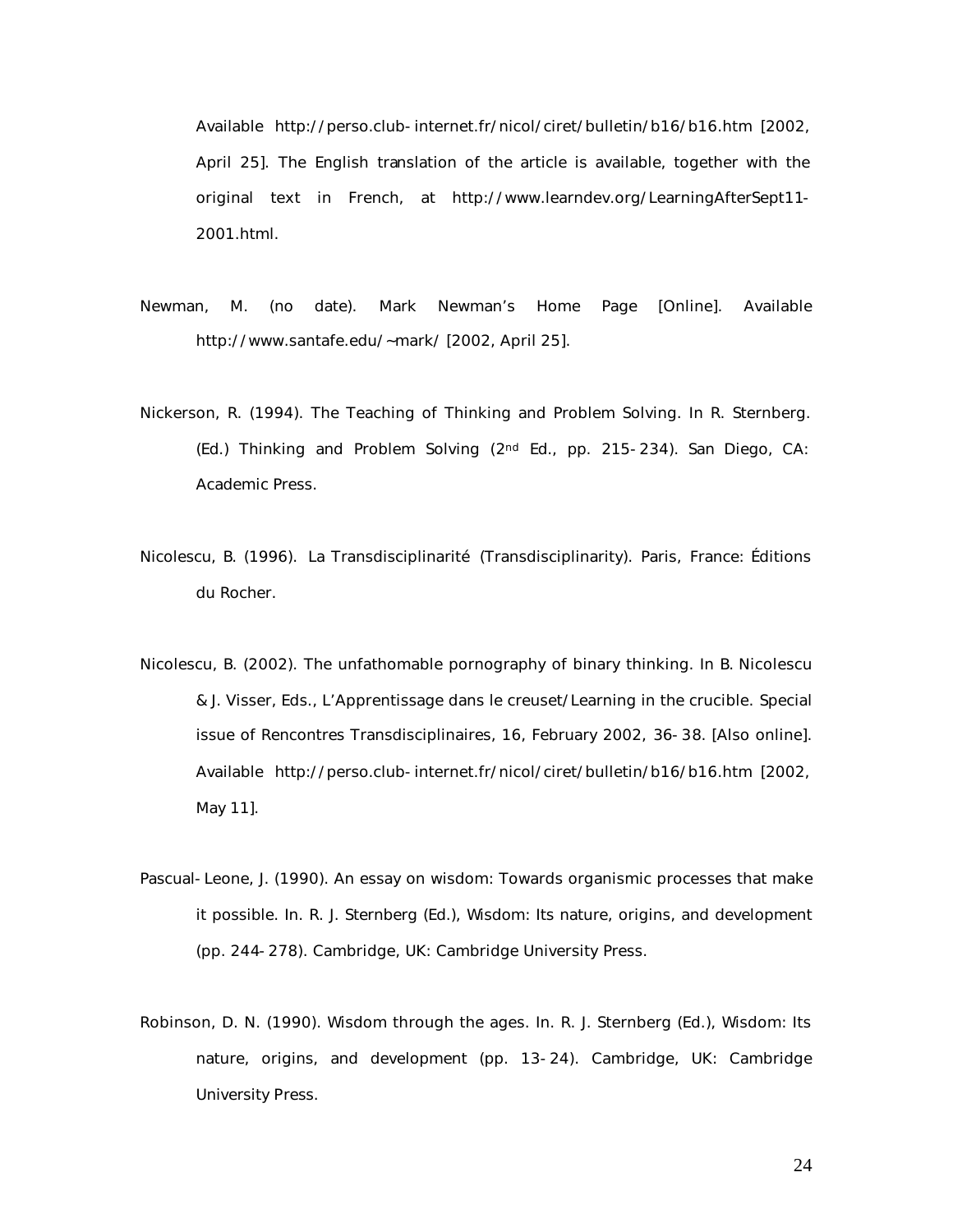Available http://perso.club-internet.fr/nicol/ciret/bulletin/b16/b16.htm [2002, April 25]. The English translation of the article is available, together with the original text in French, at http://www.learndev.org/LearningAfterSept11-2001.html.

Newman, M. (no date). Mark Newman's Home Page [Online]. Available http://www.santafe.edu/~mark/ [2002, April 25].

Nickerson, R. (1994). The Teaching of Thinking and Problem Solving. In R. Sternberg. (Ed.) Thinking and Problem Solving (2nd Ed., pp. 215-234). San Diego, CA: Academic Press.

Nicolescu, B. (1996). La Transdisciplinarité (Transdisciplinarity). Paris, France: Éditions du Rocher.

Nicolescu, B. (2002). The unfathomable pornography of binary thinking. In B. Nicolescu & J. Visser, Eds., L'Apprentissage dans le creuset/Learning in the crucible. Special issue of Rencontres Transdisciplinaires, 16, February 2002, 36-38. [Also online]. Available http://perso.club-internet.fr/nicol/ciret/bulletin/b16/b16.htm [2002, May 11].

Pascual-Leone, J. (1990). An essay on wisdom: Towards organismic processes that make it possible. In. R. J. Sternberg (Ed.), Wisdom: Its nature, origins, and development (pp. 244-278). Cambridge, UK: Cambridge University Press.

Robinson, D. N. (1990). Wisdom through the ages. In. R. J. Sternberg (Ed.), Wisdom: Its nature, origins, and development (pp. 13-24). Cambridge, UK: Cambridge University Press.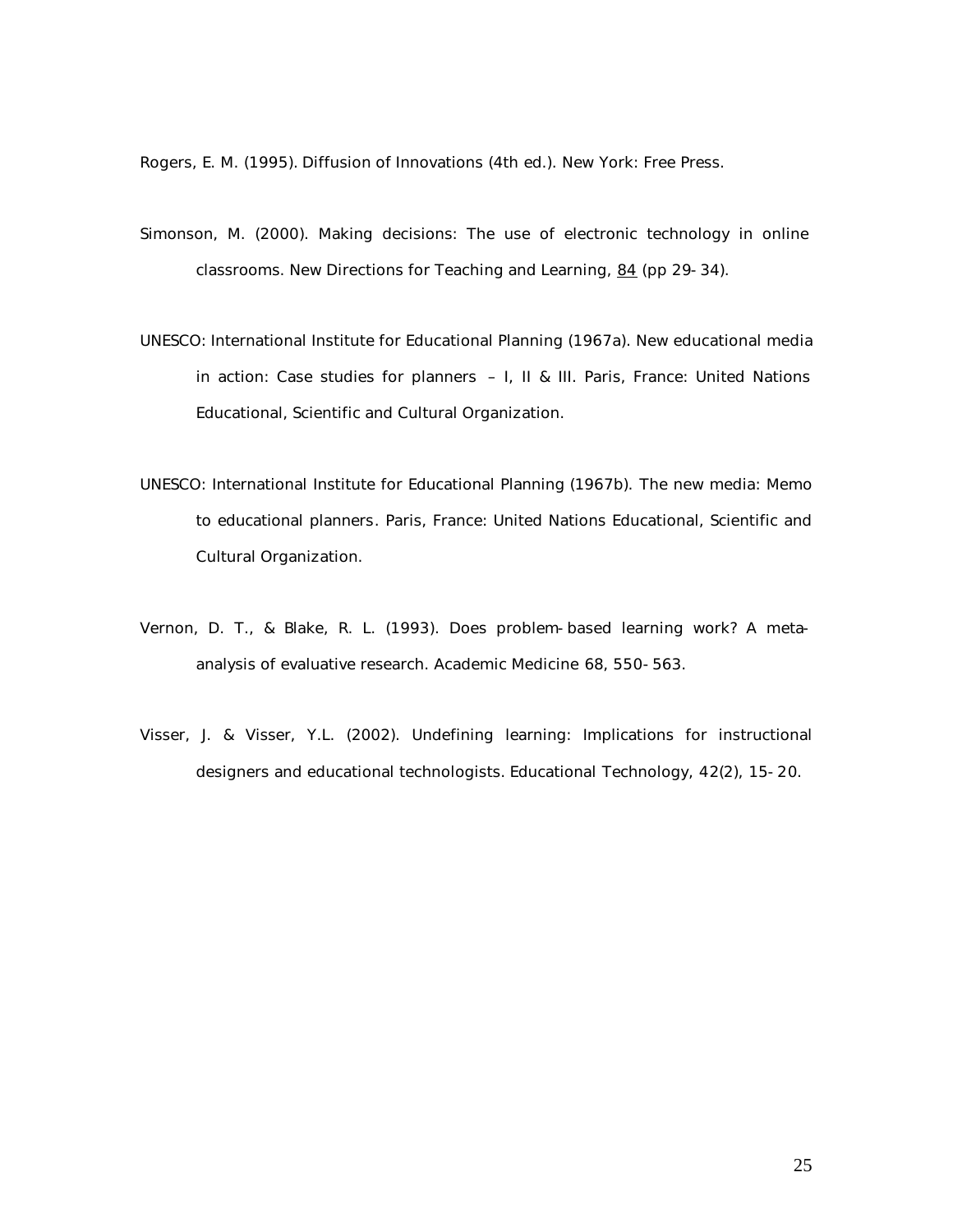Rogers, E. M. (1995). Diffusion of Innovations (4th ed.). New York: Free Press.

Simonson, M. (2000). Making decisions: The use of electronic technology in online classrooms. New Directions for Teaching and Learning, 84 (pp 29-34).

UNESCO: International Institute for Educational Planning (1967a). New educational media in action: Case studies for planners – I, II & III. Paris, France: United Nations Educational, Scientific and Cultural Organization.

UNESCO: International Institute for Educational Planning (1967b). The new media: Memo to educational planners. Paris, France: United Nations Educational, Scientific and Cultural Organization.

Vernon, D. T., & Blake, R. L. (1993). Does problem-based learning work? A meta-analysis of evaluative research. Academic Medicine 68, 550-563.

Visser, J. & Visser, Y.L. (2002). Undefining learning: Implications for instructional designers and educational technologists. Educational Technology, 42(2), 15-20.